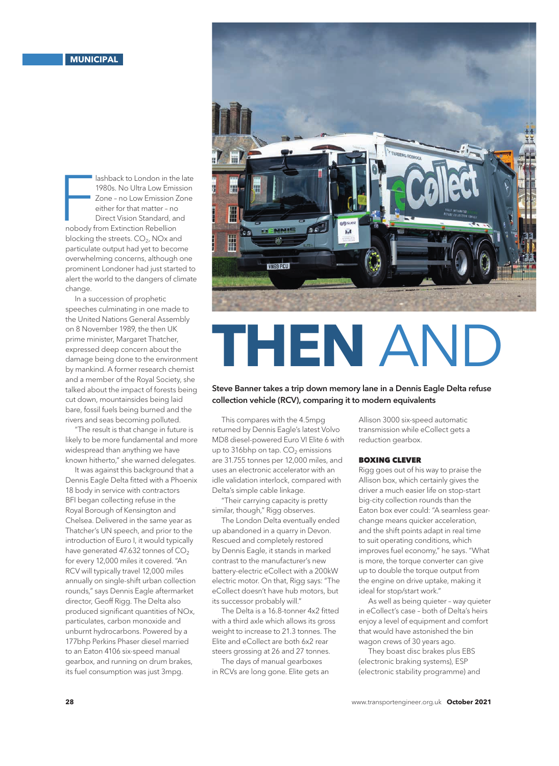# THEN AND

**Steve Banner takes a trip down memory lane in a Dennis Eagle Delta refuse collection vehicle (RCV), comparing it to modern equivalents**

Flashback to London in the late 1980s. No Ultra Low Emission Zone – no Low Emission Zone either for that matter – no Direct Vision Standard, and nobody from Extinction Rebellion blocking the streets. $CO_2$, NOx and particulate output had yet to become overwhelming concerns, although one prominent Londoner had just started to alert the world to the dangers of climate change.

In a succession of prophetic speeches culminating in one made to the United Nations General Assembly on 8 November 1989, the then UK prime minister, Margaret Thatcher, expressed deep concern about the damage being done to the environment by mankind. A former research chemist and a member of the Royal Society, she talked about the impact of forests being cut down, mountainsides being laid bare, fossil fuels being burned and the rivers and seas becoming polluted.

"The result is that change in future is likely to be more fundamental and more widespread than anything we have known hitherto," she warned delegates.

It was against this background that a Dennis Eagle Delta fitted with a Phoenix 18 body in service with contractors BFI began collecting refuse in the Royal Borough of Kensington and Chelsea. Delivered in the same year as Thatcher's UN speech, and prior to the introduction of Euro I, it would typically have generated 47.632 tonnes of $CO_2$ for every 12,000 miles it covered. "An RCV will typically travel 12,000 miles annually on single-shift urban collection rounds," says Dennis Eagle aftermarket director, Geoff Rigg. The Delta also produced significant quantities of NOx, particulates, carbon monoxide and unburnt hydrocarbons. Powered by a 177bhp Perkins Phaser diesel married to an Eaton 4106 six-speed manual gearbox, and running on drum brakes, its fuel consumption was just 3mpg.

This compares with the 4.5mpg returned by Dennis Eagle's latest Volvo MD8 diesel-powered Euro VI Elite 6 with up to 316bhp on tap. $CO_2$ emissions are 31.755 tonnes per 12,000 miles, and uses an electronic accelerator with an idle validation interlock, compared with Delta's simple cable linkage.

"Their carrying capacity is pretty similar, though," Rigg observes.

The London Delta eventually ended up abandoned in a quarry in Devon. Rescued and completely restored by Dennis Eagle, it stands in marked contrast to the manufacturer's new battery-electric eCollect with a 200kW electric motor. On that, Rigg says: "The eCollect doesn't have hub motors, but its successor probably will."

The Delta is a 16.8-tonner 4x2 fitted with a third axle which allows its gross weight to increase to 21.3 tonnes. The Elite and eCollect are both 6x2 rear steers grossing at 26 and 27 tonnes.

The days of manual gearboxes in RCVs are long gone. Elite gets an Allison 3000 six-speed automatic transmission while eCollect gets a reduction gearbox.

## BOXING CLEVER

Rigg goes out of his way to praise the Allison box, which certainly gives the driver a much easier life on stop-start big-city collection rounds than the Eaton box ever could: "A seamless gear-change means quicker acceleration, and the shift points adapt in real time to suit operating conditions, which improves fuel economy," he says. "What is more, the torque converter can give up to double the torque output from the engine on drive uptake, making it ideal for stop/start work."

As well as being quieter – way quieter in eCollect's case – both of Delta's heirs enjoy a level of equipment and comfort that would have astonished the bin wagon crews of 30 years ago.

They boast disc brakes plus EBS (electronic braking systems), ESP (electronic stability programme) and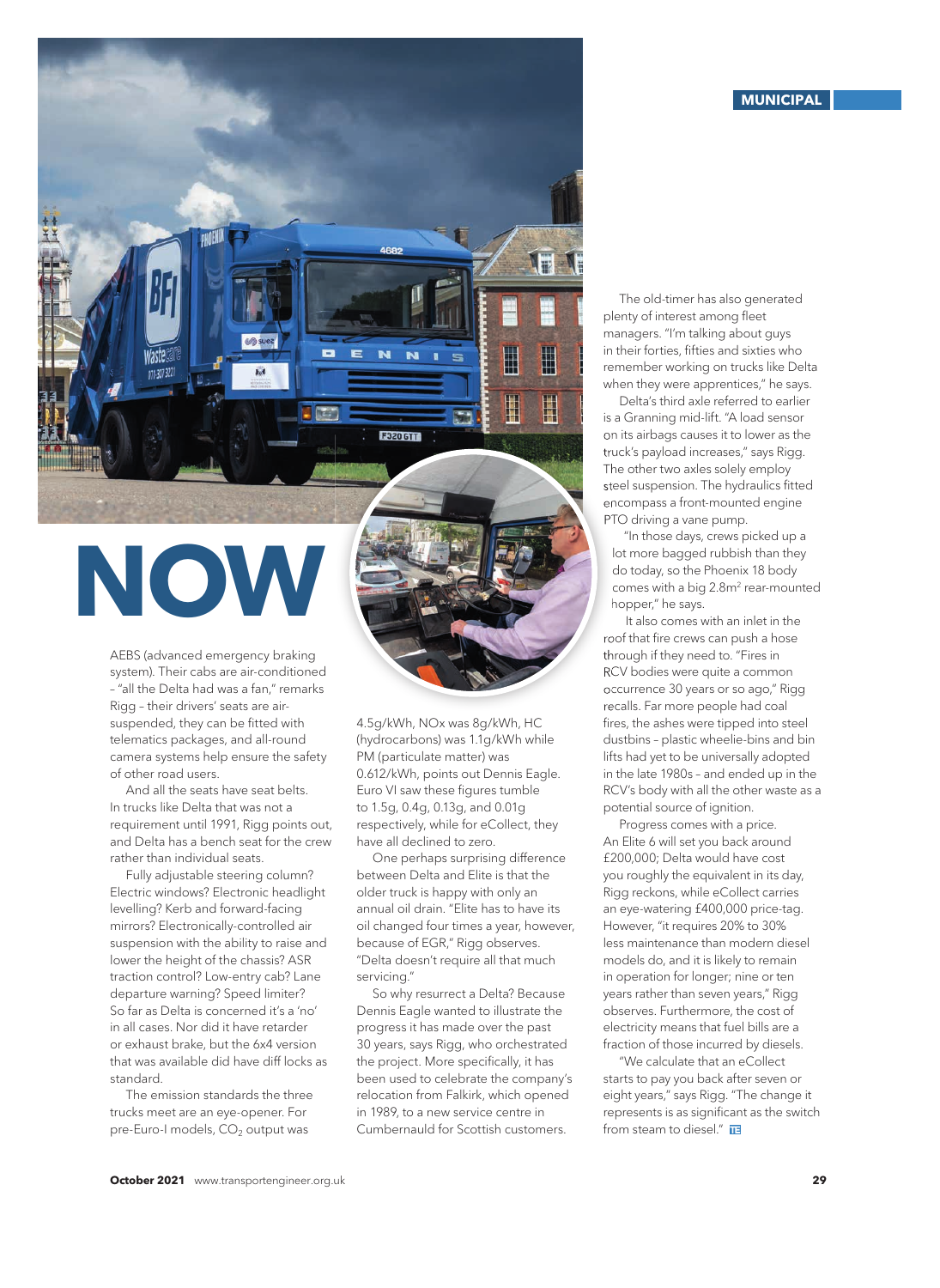# NOW

AEBS (advanced emergency braking system). Their cabs are air-conditioned – "all the Delta had was a fan," remarks Rigg – their drivers' seats are air-suspended, they can be fitted with telematics packages, and all-round camera systems help ensure the safety of other road users.

And all the seats have seat belts. In trucks like Delta that was not a requirement until 1991, Rigg points out, and Delta has a bench seat for the crew rather than individual seats.

Fully adjustable steering column? Electric windows? Electronic headlight levelling? Kerb and forward-facing mirrors? Electronically-controlled air suspension with the ability to raise and lower the height of the chassis? ASR traction control? Low-entry cab? Lane departure warning? Speed limiter? So far as Delta is concerned it's a 'no' in all cases. Nor did it have retarder or exhaust brake, but the 6x4 version that was available did have diff locks as standard.

The emission standards the three trucks meet are an eye-opener. For pre-Euro-I models, $CO_2$ output was 4.5g/kWh, NOx was 8g/kWh, HC (hydrocarbons) was 1.1g/kWh while PM (particulate matter) was 0.612/kWh, points out Dennis Eagle. Euro VI saw these figures tumble to 1.5g, 0.4g, 0.13g, and 0.01g respectively, while for eCollect, they have all declined to zero.

One perhaps surprising difference between Delta and Elite is that the older truck is happy with only an annual oil drain. "Elite has to have its oil changed four times a year, however, because of EGR," Rigg observes. "Delta doesn't require all that much servicing."

So why resurrect a Delta? Because Dennis Eagle wanted to illustrate the progress it has made over the past 30 years, says Rigg, who orchestrated the project. More specifically, it has been used to celebrate the company's relocation from Falkirk, which opened in 1989, to a new service centre in Cumbernauld for Scottish customers.

The old-timer has also generated plenty of interest among fleet managers. "I'm talking about guys in their forties, fifties and sixties who remember working on trucks like Delta when they were apprentices," he says.

Delta's third axle referred to earlier is a Granning mid-lift. "A load sensor on its airbags causes it to lower as the truck's payload increases," says Rigg. The other two axles solely employ steel suspension. The hydraulics fitted encompass a front-mounted engine PTO driving a vane pump.

"In those days, crews picked up a lot more bagged rubbish than they do today, so the Phoenix 18 body comes with a big 2.8m$^2$ rear-mounted hopper," he says.

It also comes with an inlet in the roof that fire crews can push a hose through if they need to. "Fires in RCV bodies were quite a common occurrence 30 years or so ago," Rigg recalls. Far more people had coal fires, the ashes were tipped into steel dustbins – plastic wheelie-bins and bin lifts had yet to be universally adopted in the late 1980s – and ended up in the RCV's body with all the other waste as a potential source of ignition.

Progress comes with a price. An Elite 6 will set you back around £200,000; Delta would have cost you roughly the equivalent in its day, Rigg reckons, while eCollect carries an eye-watering £400,000 price-tag. However, "it requires 20% to 30% less maintenance than modern diesel models do, and it is likely to remain in operation for longer; nine or ten years rather than seven years," Rigg observes. Furthermore, the cost of electricity means that fuel bills are a fraction of those incurred by diesels.

"We calculate that an eCollect starts to pay you back after seven or eight years," says Rigg. "The change it represents is as significant as the switch from steam to diesel."